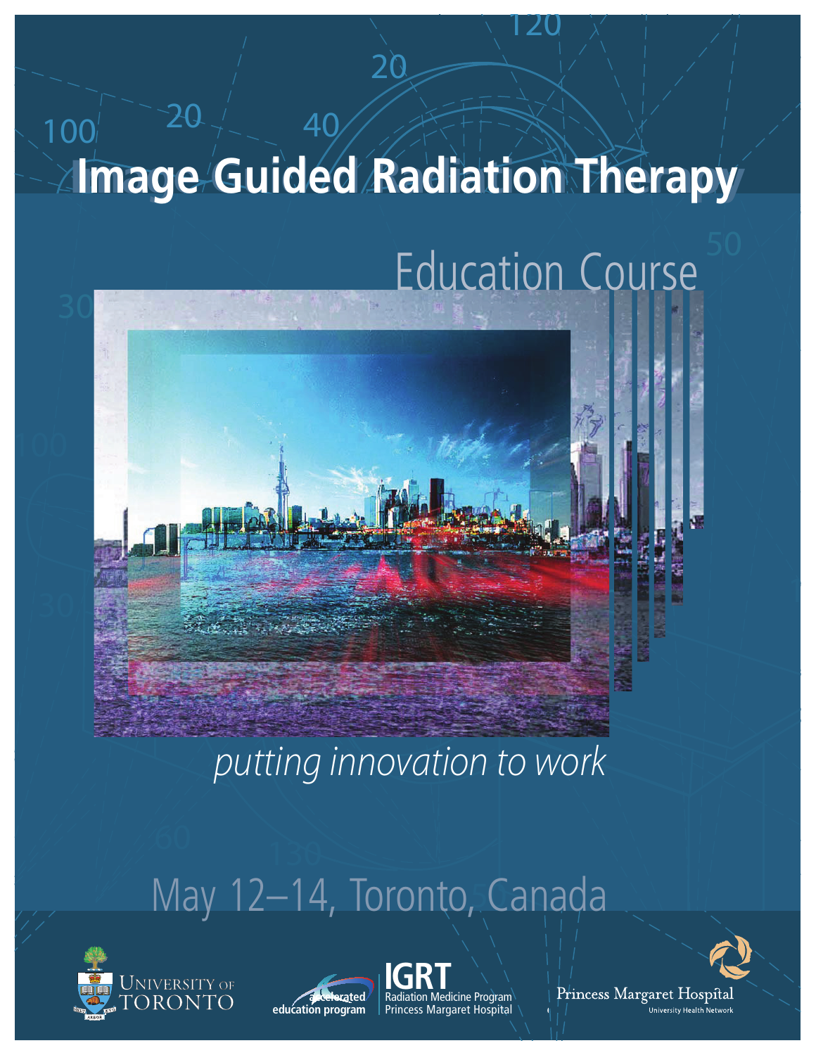# Image Guided Radiation Therapy

## Education Course

*putting innovation to work*

May 12–14, Toronto, Canada

University of Toronto

accelerated education program

IGRT
Radiation Medicine Program
Princess Margaret Hospital

Princess Margaret Hospital
University Health Network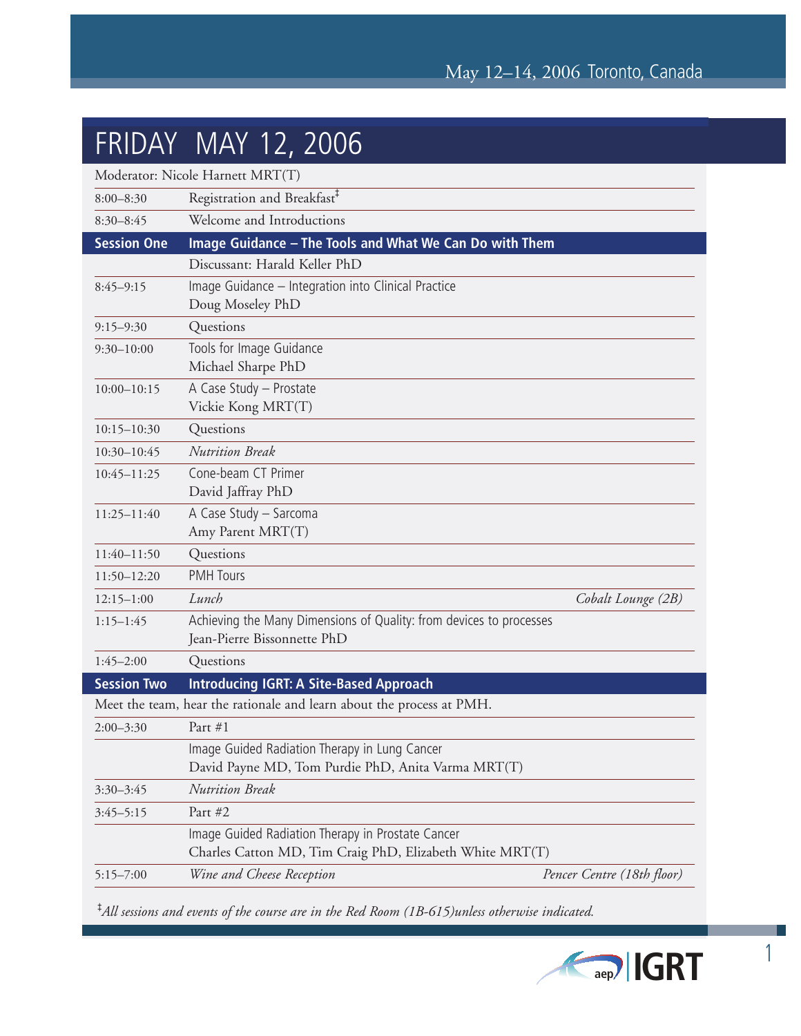May 12–14, 2006 Toronto, Canada

# FRIDAY MAY 12, 2006

Moderator: Nicole Harnett MRT(T)

| | | |
|---|---|---|
| 8:00–8:30 | Registration and Breakfast[‡] | |
| 8:30–8:45 | Welcome and Introductions | |
| **Session One** | **Image Guidance – The Tools and What We Can Do with Them** | |
| | Discussant: Harald Keller PhD | |
| 8:45–9:15 | Image Guidance – Integration into Clinical Practice<br>Doug Moseley PhD | |
| 9:15–9:30 | Questions | |
| 9:30–10:00 | Tools for Image Guidance<br>Michael Sharpe PhD | |
| 10:00–10:15 | A Case Study – Prostate<br>Vickie Kong MRT(T) | |
| 10:15–10:30 | Questions | |
| 10:30–10:45 | *Nutrition Break* | |
| 10:45–11:25 | Cone-beam CT Primer<br>David Jaffray PhD | |
| 11:25–11:40 | A Case Study – Sarcoma<br>Amy Parent MRT(T) | |
| 11:40–11:50 | Questions | |
| 11:50–12:20 | PMH Tours | |
| 12:15–1:00 | *Lunch* | *Cobalt Lounge (2B)* |
| 1:15–1:45 | Achieving the Many Dimensions of Quality: from devices to processes<br>Jean-Pierre Bissonnette PhD | |
| 1:45–2:00 | Questions | |
| **Session Two** | **Introducing IGRT: A Site-Based Approach** | |
| Meet the team, hear the rationale and learn about the process at PMH. | | |
| 2:00–3:30 | Part #1 | |
| | Image Guided Radiation Therapy in Lung Cancer<br>David Payne MD, Tom Purdie PhD, Anita Varma MRT(T) | |
| 3:30–3:45 | *Nutrition Break* | |
| 3:45–5:15 | Part #2 | |
| | Image Guided Radiation Therapy in Prostate Cancer<br>Charles Catton MD, Tim Craig PhD, Elizabeth White MRT(T) | |
| 5:15–7:00 | *Wine and Cheese Reception* | *Pencer Centre (18th floor)* |

[‡]*All sessions and events of the course are in the Red Room (1B-615)unless otherwise indicated.*

aep IGRT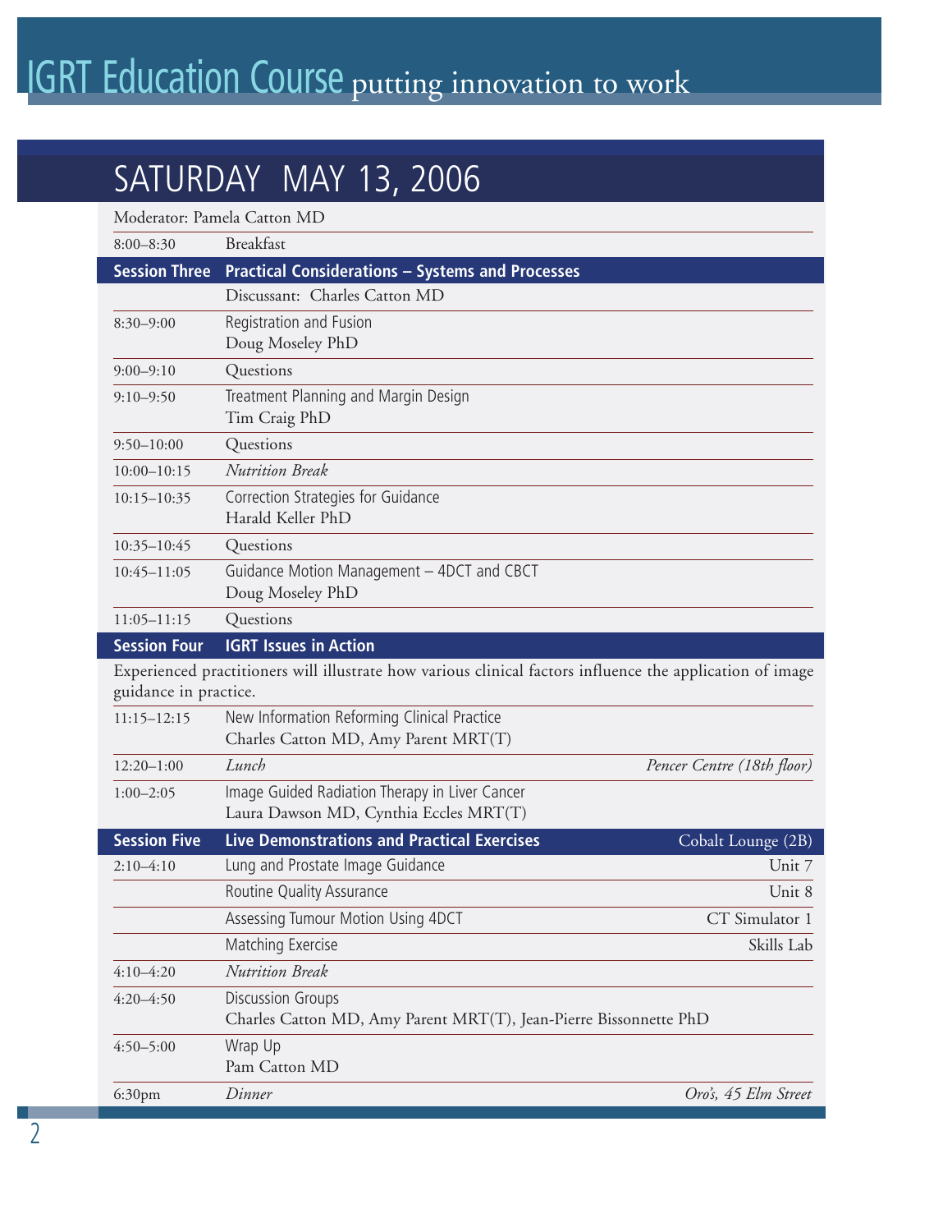# IGRT Education Course putting innovation to work

## SATURDAY MAY 13, 2006

Moderator: Pamela Catton MD

| | | |
|---|---|---|
| 8:00–8:30 | Breakfast | |
| **Session Three** | **Practical Considerations – Systems and Processes** | |
| | Discussant: Charles Catton MD | |
| 8:30–9:00 | Registration and Fusion<br>Doug Moseley PhD | |
| 9:00–9:10 | Questions | |
| 9:10–9:50 | Treatment Planning and Margin Design<br>Tim Craig PhD | |
| 9:50–10:00 | Questions | |
| 10:00–10:15 | *Nutrition Break* | |
| 10:15–10:35 | Correction Strategies for Guidance<br>Harald Keller PhD | |
| 10:35–10:45 | Questions | |
| 10:45–11:05 | Guidance Motion Management – 4DCT and CBCT<br>Doug Moseley PhD | |
| 11:05–11:15 | Questions | |
| **Session Four** | **IGRT Issues in Action** | |
| | Experienced practitioners will illustrate how various clinical factors influence the application of image guidance in practice. | |
| 11:15–12:15 | New Information Reforming Clinical Practice<br>Charles Catton MD, Amy Parent MRT(T) | |
| 12:20–1:00 | *Lunch* | *Pencer Centre (18th floor)* |
| 1:00–2:05 | Image Guided Radiation Therapy in Liver Cancer<br>Laura Dawson MD, Cynthia Eccles MRT(T) | |
| **Session Five** | **Live Demonstrations and Practical Exercises** | Cobalt Lounge (2B) |
| 2:10–4:10 | Lung and Prostate Image Guidance | Unit 7 |
| | Routine Quality Assurance | Unit 8 |
| | Assessing Tumour Motion Using 4DCT | CT Simulator 1 |
| | Matching Exercise | Skills Lab |
| 4:10–4:20 | *Nutrition Break* | |
| 4:20–4:50 | Discussion Groups<br>Charles Catton MD, Amy Parent MRT(T), Jean-Pierre Bissonnette PhD | |
| 4:50–5:00 | Wrap Up<br>Pam Catton MD | |
| 6:30pm | *Dinner* | *Oro's, 45 Elm Street* |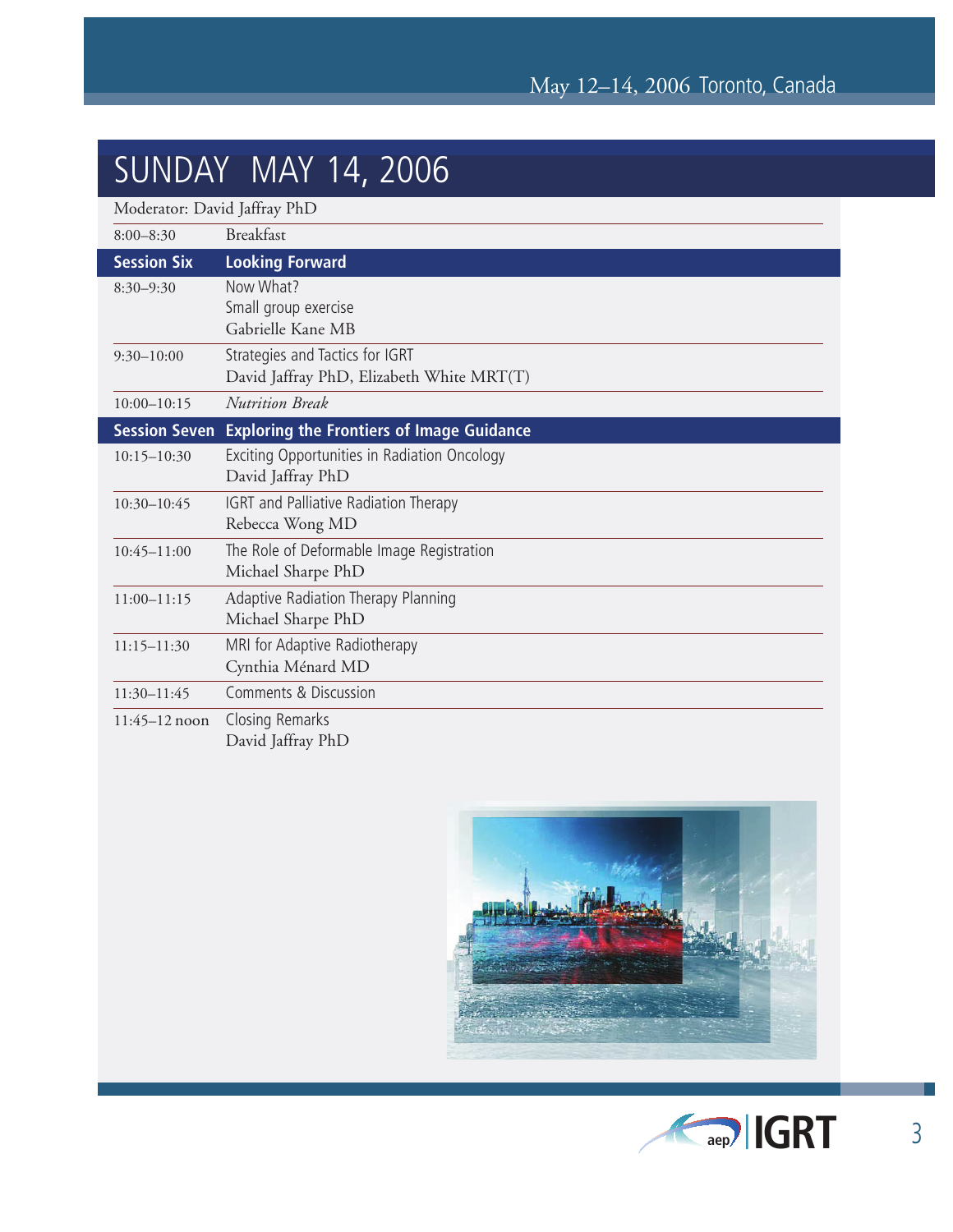# SUNDAY MAY 14, 2006

Moderator: David Jaffray PhD

| | |
|---|---|
| 8:00–8:30 | Breakfast |
| **Session Six** | **Looking Forward** |
| 8:30–9:30 | Now What?<br>Small group exercise<br>Gabrielle Kane MB |
| 9:30–10:00 | Strategies and Tactics for IGRT<br>David Jaffray PhD, Elizabeth White MRT(T) |
| 10:00–10:15 | *Nutrition Break* |
| **Session Seven** | **Exploring the Frontiers of Image Guidance** |
| 10:15–10:30 | Exciting Opportunities in Radiation Oncology<br>David Jaffray PhD |
| 10:30–10:45 | IGRT and Palliative Radiation Therapy<br>Rebecca Wong MD |
| 10:45–11:00 | The Role of Deformable Image Registration<br>Michael Sharpe PhD |
| 11:00–11:15 | Adaptive Radiation Therapy Planning<br>Michael Sharpe PhD |
| 11:15–11:30 | MRI for Adaptive Radiotherapy<br>Cynthia Ménard MD |
| 11:30–11:45 | Comments & Discussion |
| 11:45–12 noon | Closing Remarks<br>David Jaffray PhD |